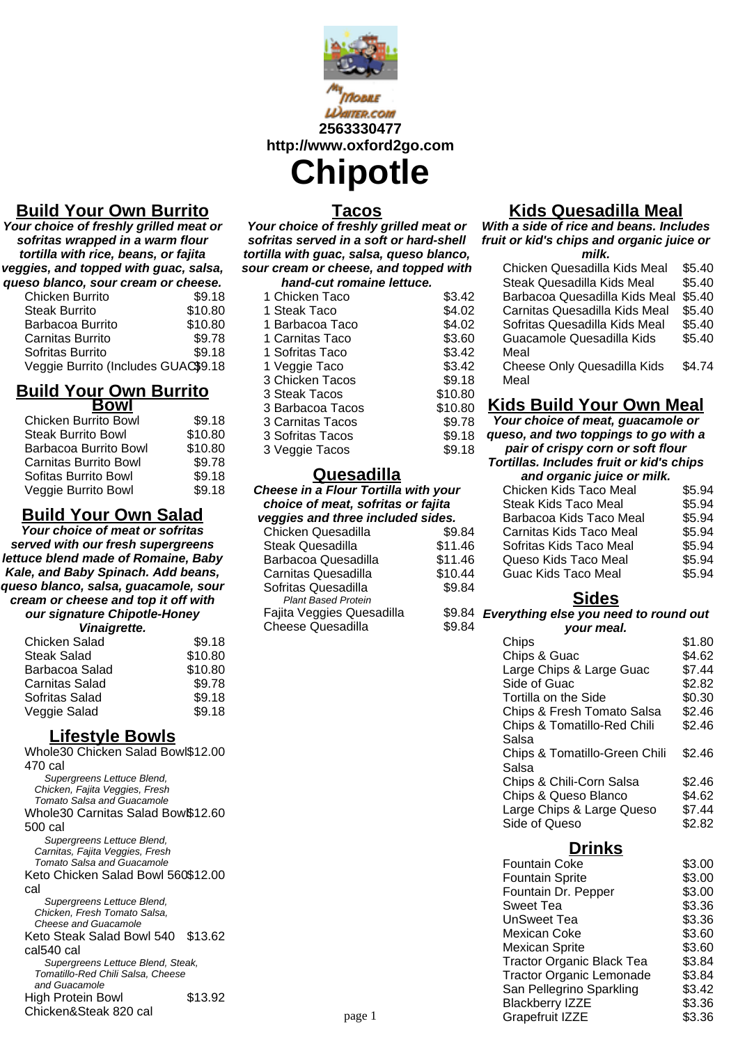2563330477
http://www.oxford2go.com

# Chipotle

## Build Your Own Burrito

***Your choice of freshly grilled meat or sofritas wrapped in a warm flour tortilla with rice, beans, or fajita veggies, and topped with guac, salsa, queso blanco, sour cream or cheese.***

| Item | Price |
| --- | --- |
| Chicken Burrito | $9.18 |
| Steak Burrito | $10.80 |
| Barbacoa Burrito | $10.80 |
| Carnitas Burrito | $9.78 |
| Sofritas Burrito | $9.18 |
| Veggie Burrito (Includes GUAC) | $9.18 |

## Build Your Own Burrito Bowl

| Item | Price |
| --- | --- |
| Chicken Burrito Bowl | $9.18 |
| Steak Burrito Bowl | $10.80 |
| Barbacoa Burrito Bowl | $10.80 |
| Carnitas Burrito Bowl | $9.78 |
| Sofitas Burrito Bowl | $9.18 |
| Veggie Burrito Bowl | $9.18 |

## Build Your Own Salad

***Your choice of meat or sofritas served with our fresh supergreens lettuce blend made of Romaine, Baby Kale, and Baby Spinach. Add beans, queso blanco, salsa, guacamole, sour cream or cheese and top it off with our signature Chipotle-Honey Vinaigrette.***

| Item | Price |
| --- | --- |
| Chicken Salad | $9.18 |
| Steak Salad | $10.80 |
| Barbacoa Salad | $10.80 |
| Carnitas Salad | $9.78 |
| Sofritas Salad | $9.18 |
| Veggie Salad | $9.18 |

## Lifestyle Bowls

| Item | Price |
| --- | --- |
| Whole30 Chicken Salad Bowl 470 cal<br>*Supergreens Lettuce Blend, Chicken, Fajita Veggies, Fresh Tomato Salsa and Guacamole* | $12.00 |
| Whole30 Carnitas Salad Bowl 500 cal<br>*Supergreens Lettuce Blend, Carnitas, Fajita Veggies, Fresh Tomato Salsa and Guacamole* | $12.60 |
| Keto Chicken Salad Bowl 560 cal<br>*Supergreens Lettuce Blend, Chicken, Fresh Tomato Salsa, Cheese and Guacamole* | $12.00 |
| Keto Steak Salad Bowl 540 cal540 cal<br>*Supergreens Lettuce Blend, Steak, Tomatillo-Red Chili Salsa, Cheese and Guacamole* | $13.62 |
| High Protein Bowl Chicken&Steak 820 cal | $13.92 |

## Tacos

***Your choice of freshly grilled meat or sofritas served in a soft or hard-shell tortilla with guac, salsa, queso blanco, sour cream or cheese, and topped with hand-cut romaine lettuce.***

| Item | Price |
| --- | --- |
| 1 Chicken Taco | $3.42 |
| 1 Steak Taco | $4.02 |
| 1 Barbacoa Taco | $4.02 |
| 1 Carnitas Taco | $3.60 |
| 1 Sofritas Taco | $3.42 |
| 1 Veggie Taco | $3.42 |
| 3 Chicken Tacos | $9.18 |
| 3 Steak Tacos | $10.80 |
| 3 Barbacoa Tacos | $10.80 |
| 3 Carnitas Tacos | $9.78 |
| 3 Sofritas Tacos | $9.18 |
| 3 Veggie Tacos | $9.18 |

## Quesadilla

***Cheese in a Flour Tortilla with your choice of meat, sofritas or fajita veggies and three included sides.***

| Item | Price |
| --- | --- |
| Chicken Quesadilla | $9.84 |
| Steak Quesadilla | $11.46 |
| Barbacoa Quesadilla | $11.46 |
| Carnitas Quesadilla | $10.44 |
| Sofritas Quesadilla<br>*Plant Based Protein* | $9.84 |
| Fajita Veggies Quesadilla | $9.84 |
| Cheese Quesadilla | $9.84 |

## Kids Quesadilla Meal

***With a side of rice and beans. Includes fruit or kid's chips and organic juice or milk.***

| Item | Price |
| --- | --- |
| Chicken Quesadilla Kids Meal | $5.40 |
| Steak Quesadilla Kids Meal | $5.40 |
| Barbacoa Quesadilla Kids Meal | $5.40 |
| Carnitas Quesadilla Kids Meal | $5.40 |
| Sofritas Quesadilla Kids Meal | $5.40 |
| Guacamole Quesadilla Kids Meal | $5.40 |
| Cheese Only Quesadilla Kids Meal | $4.74 |

## Kids Build Your Own Meal

***Your choice of meat, guacamole or queso, and two toppings to go with a pair of crispy corn or soft flour Tortillas. Includes fruit or kid's chips and organic juice or milk.***

| Item | Price |
| --- | --- |
| Chicken Kids Taco Meal | $5.94 |
| Steak Kids Taco Meal | $5.94 |
| Barbacoa Kids Taco Meal | $5.94 |
| Carnitas Kids Taco Meal | $5.94 |
| Sofritas Kids Taco Meal | $5.94 |
| Queso Kids Taco Meal | $5.94 |
| Guac Kids Taco Meal | $5.94 |

## Sides

***Everything else you need to round out your meal.***

| Item | Price |
| --- | --- |
| Chips | $1.80 |
| Chips & Guac | $4.62 |
| Large Chips & Large Guac | $7.44 |
| Side of Guac | $2.82 |
| Tortilla on the Side | $0.30 |
| Chips & Fresh Tomato Salsa | $2.46 |
| Chips & Tomatillo-Red Chili Salsa | $2.46 |
| Chips & Tomatillo-Green Chili Salsa | $2.46 |
| Chips & Chili-Corn Salsa | $2.46 |
| Chips & Queso Blanco | $4.62 |
| Large Chips & Large Queso | $7.44 |
| Side of Queso | $2.82 |

## Drinks

| Item | Price |
| --- | --- |
| Fountain Coke | $3.00 |
| Fountain Sprite | $3.00 |
| Fountain Dr. Pepper | $3.00 |
| Sweet Tea | $3.36 |
| UnSweet Tea | $3.36 |
| Mexican Coke | $3.60 |
| Mexican Sprite | $3.60 |
| Tractor Organic Black Tea | $3.84 |
| Tractor Organic Lemonade | $3.84 |
| San Pellegrino Sparkling | $3.42 |
| Blackberry IZZE | $3.36 |
| Grapefruit IZZE | $3.36 |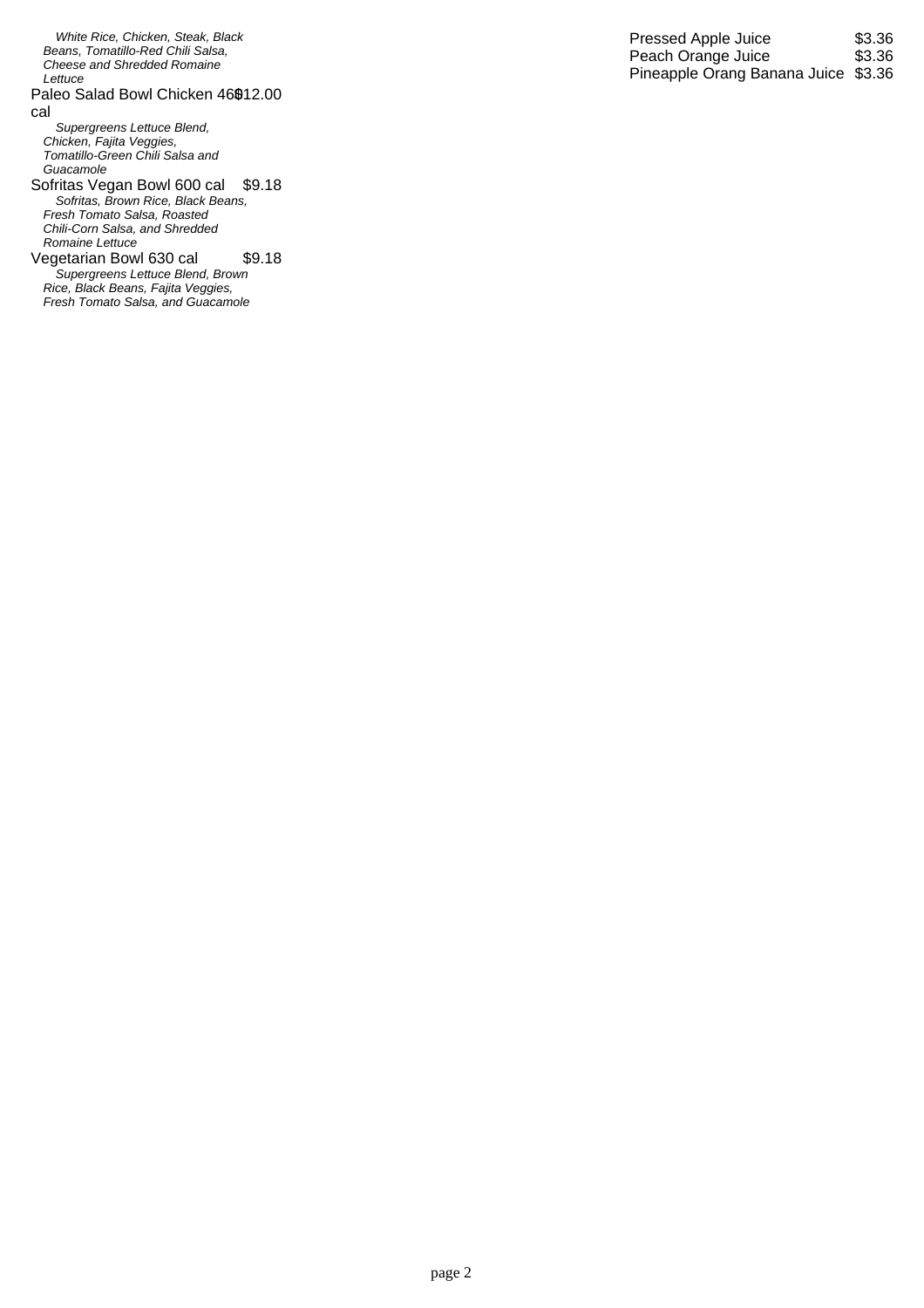White Rice, Chicken, Steak, Black Beans, Tomatillo-Red Chili Salsa, Cheese and Shredded Romaine Lettuce

Paleo Salad Bowl Chicken 460 cal $12.00

*Supergreens Lettuce Blend, Chicken, Fajita Veggies, Tomatillo-Green Chili Salsa and Guacamole*

Sofritas Vegan Bowl 600 cal $9.18

*Sofritas, Brown Rice, Black Beans, Fresh Tomato Salsa, Roasted Chili-Corn Salsa, and Shredded Romaine Lettuce*

Vegetarian Bowl 630 cal $9.18

*Supergreens Lettuce Blend, Brown Rice, Black Beans, Fajita Veggies, Fresh Tomato Salsa, and Guacamole*

| | |
|---|---|
| Pressed Apple Juice | $3.36 |
| Peach Orange Juice | $3.36 |
| Pineapple Orang Banana Juice | $3.36 |